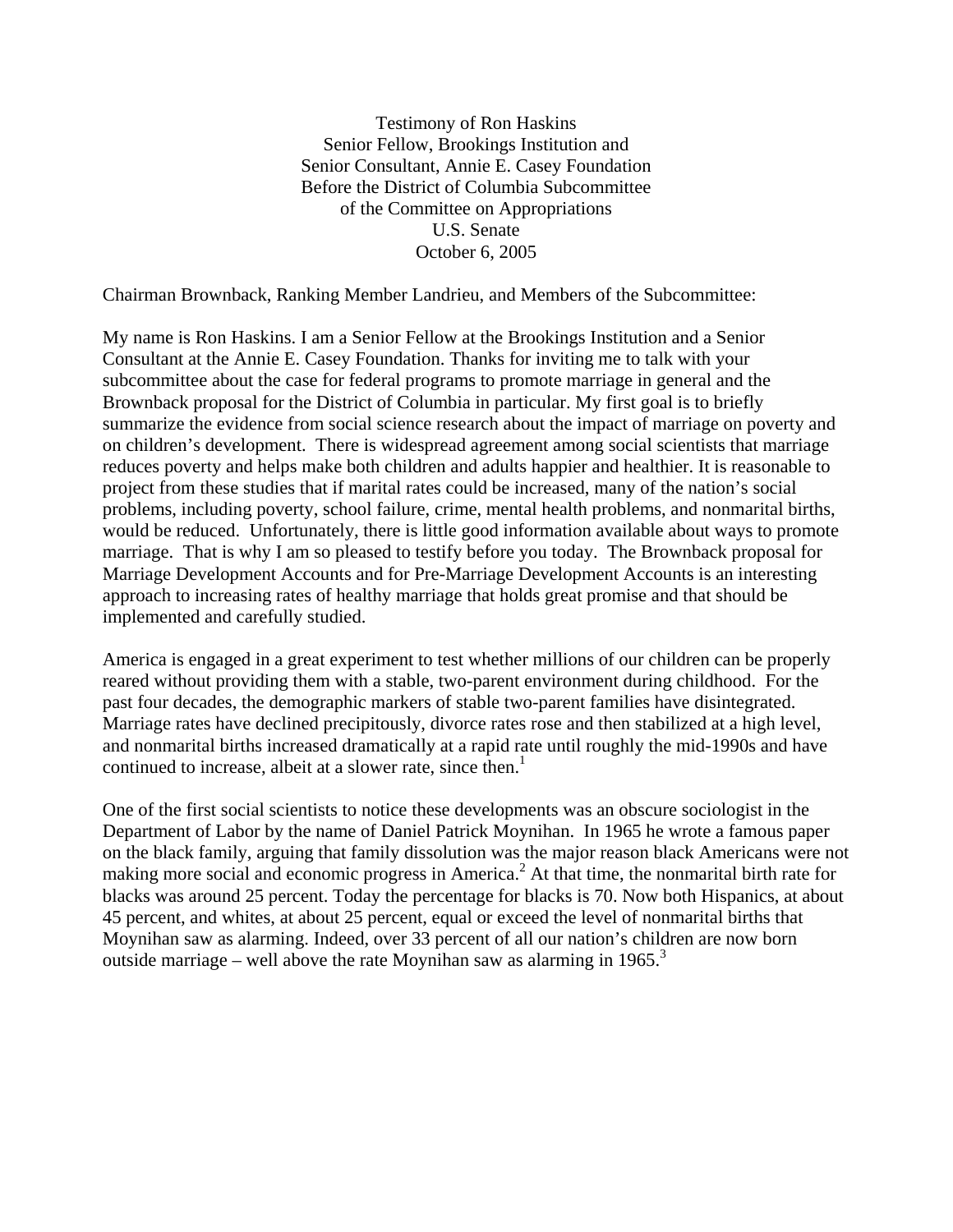Testimony of Ron Haskins
Senior Fellow, Brookings Institution and
Senior Consultant, Annie E. Casey Foundation
Before the District of Columbia Subcommittee
of the Committee on Appropriations
U.S. Senate
October 6, 2005

Chairman Brownback, Ranking Member Landrieu, and Members of the Subcommittee:

My name is Ron Haskins. I am a Senior Fellow at the Brookings Institution and a Senior Consultant at the Annie E. Casey Foundation. Thanks for inviting me to talk with your subcommittee about the case for federal programs to promote marriage in general and the Brownback proposal for the District of Columbia in particular. My first goal is to briefly summarize the evidence from social science research about the impact of marriage on poverty and on children's development. There is widespread agreement among social scientists that marriage reduces poverty and helps make both children and adults happier and healthier. It is reasonable to project from these studies that if marital rates could be increased, many of the nation's social problems, including poverty, school failure, crime, mental health problems, and nonmarital births, would be reduced. Unfortunately, there is little good information available about ways to promote marriage. That is why I am so pleased to testify before you today. The Brownback proposal for Marriage Development Accounts and for Pre-Marriage Development Accounts is an interesting approach to increasing rates of healthy marriage that holds great promise and that should be implemented and carefully studied.

America is engaged in a great experiment to test whether millions of our children can be properly reared without providing them with a stable, two-parent environment during childhood. For the past four decades, the demographic markers of stable two-parent families have disintegrated. Marriage rates have declined precipitously, divorce rates rose and then stabilized at a high level, and nonmarital births increased dramatically at a rapid rate until roughly the mid-1990s and have continued to increase, albeit at a slower rate, since then.[1]

One of the first social scientists to notice these developments was an obscure sociologist in the Department of Labor by the name of Daniel Patrick Moynihan. In 1965 he wrote a famous paper on the black family, arguing that family dissolution was the major reason black Americans were not making more social and economic progress in America.[2] At that time, the nonmarital birth rate for blacks was around 25 percent. Today the percentage for blacks is 70. Now both Hispanics, at about 45 percent, and whites, at about 25 percent, equal or exceed the level of nonmarital births that Moynihan saw as alarming. Indeed, over 33 percent of all our nation's children are now born outside marriage – well above the rate Moynihan saw as alarming in 1965.[3]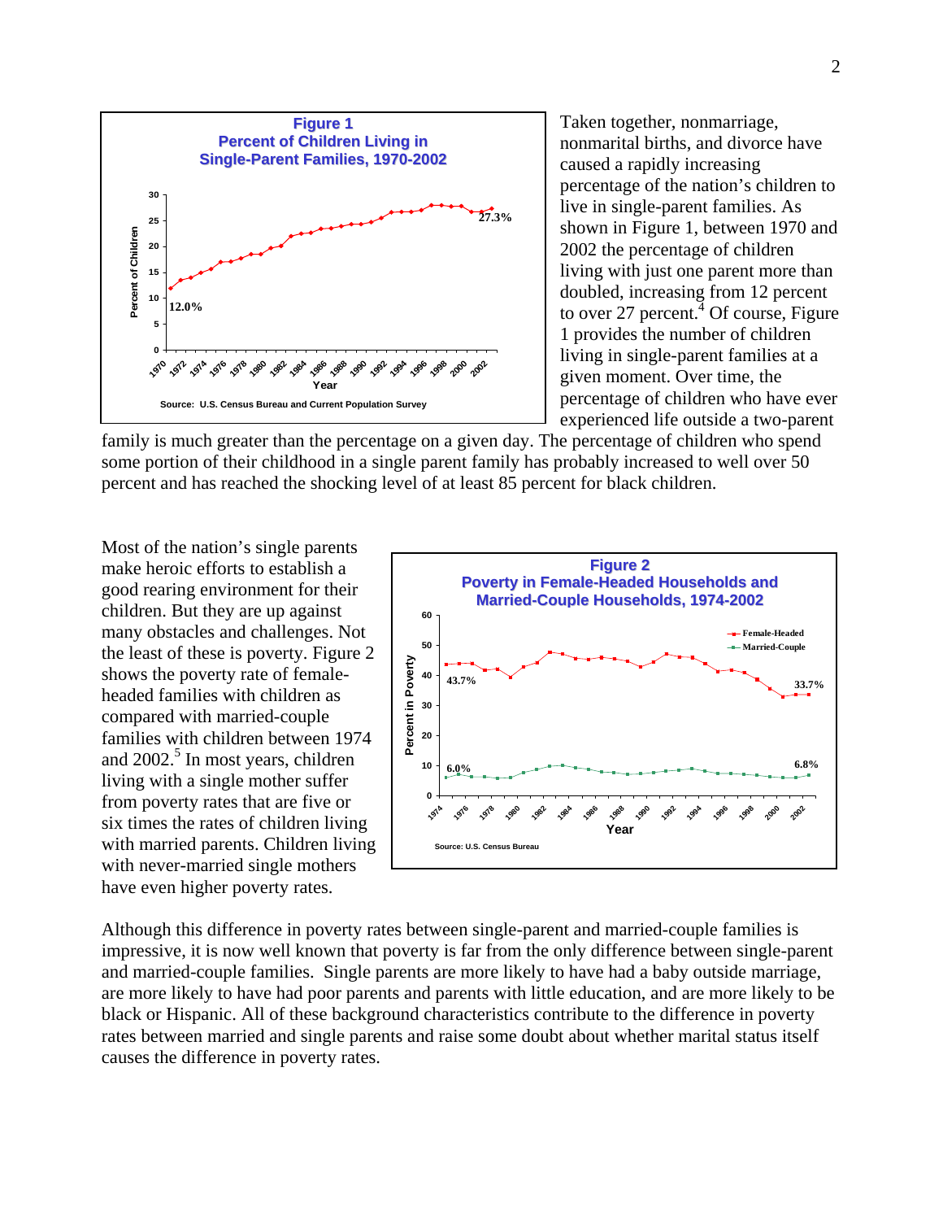**Figure 1**
**Percent of Children Living in Single-Parent Families, 1970-2002**

Source: U.S. Census Bureau and Current Population Survey

Taken together, nonmarriage, nonmarital births, and divorce have caused a rapidly increasing percentage of the nation's children to live in single-parent families. As shown in Figure 1, between 1970 and 2002 the percentage of children living with just one parent more than doubled, increasing from 12 percent to over 27 percent.[4] Of course, Figure 1 provides the number of children living in single-parent families at a given moment. Over time, the percentage of children who have ever experienced life outside a two-parent family is much greater than the percentage on a given day. The percentage of children who spend some portion of their childhood in a single parent family has probably increased to well over 50 percent and has reached the shocking level of at least 85 percent for black children.

Most of the nation's single parents make heroic efforts to establish a good rearing environment for their children. But they are up against many obstacles and challenges. Not the least of these is poverty. Figure 2 shows the poverty rate of female-headed families with children as compared with married-couple families with children between 1974 and 2002.[5] In most years, children living with a single mother suffer from poverty rates that are five or six times the rates of children living with married parents. Children living with never-married single mothers have even higher poverty rates.

**Figure 2**
**Poverty in Female-Headed Households and Married-Couple Households, 1974-2002**

Source: U.S. Census Bureau

Although this difference in poverty rates between single-parent and married-couple families is impressive, it is now well known that poverty is far from the only difference between single-parent and married-couple families. Single parents are more likely to have had a baby outside marriage, are more likely to have had poor parents and parents with little education, and are more likely to be black or Hispanic. All of these background characteristics contribute to the difference in poverty rates between married and single parents and raise some doubt about whether marital status itself causes the difference in poverty rates.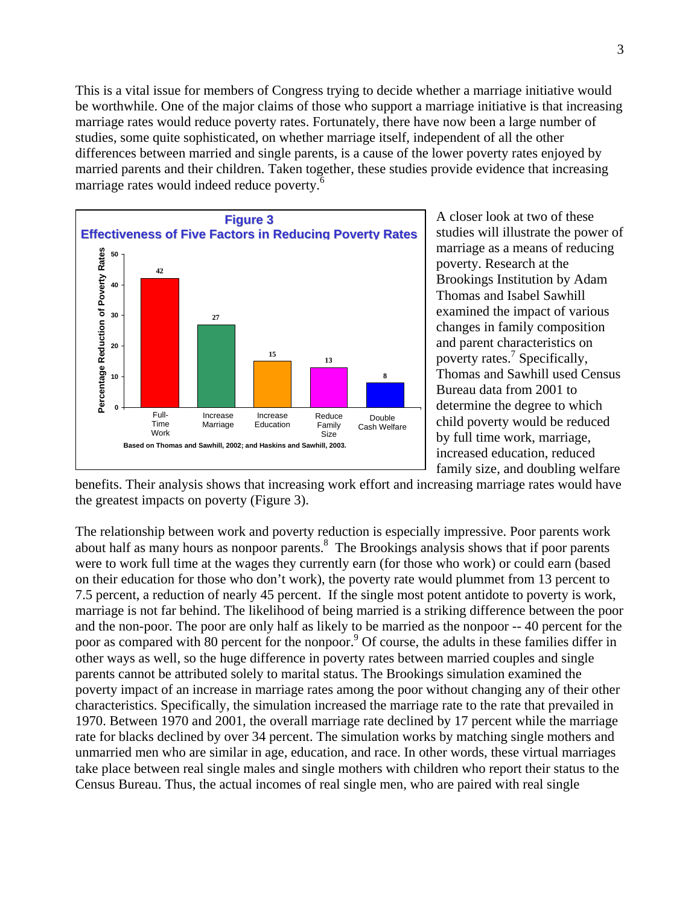This is a vital issue for members of Congress trying to decide whether a marriage initiative would be worthwhile. One of the major claims of those who support a marriage initiative is that increasing marriage rates would reduce poverty rates. Fortunately, there have now been a large number of studies, some quite sophisticated, on whether marriage itself, independent of all the other differences between married and single parents, is a cause of the lower poverty rates enjoyed by married parents and their children. Taken together, these studies provide evidence that increasing marriage rates would indeed reduce poverty.[6]

**Figure 3**
**Effectiveness of Five Factors in Reducing Poverty Rates**

| Factor | Percentage Reduction of Poverty Rates |
|---|---|
| Full-Time Work | 42 |
| Increase Marriage | 27 |
| Increase Education | 15 |
| Reduce Family Size | 13 |
| Double Cash Welfare | 8 |

Based on Thomas and Sawhill, 2002; and Haskins and Sawhill, 2003.

A closer look at two of these studies will illustrate the power of marriage as a means of reducing poverty. Research at the Brookings Institution by Adam Thomas and Isabel Sawhill examined the impact of various changes in family composition and parent characteristics on poverty rates.[7] Specifically, Thomas and Sawhill used Census Bureau data from 2001 to determine the degree to which child poverty would be reduced by full time work, marriage, increased education, reduced family size, and doubling welfare benefits. Their analysis shows that increasing work effort and increasing marriage rates would have the greatest impacts on poverty (Figure 3).

The relationship between work and poverty reduction is especially impressive. Poor parents work about half as many hours as nonpoor parents.[8] The Brookings analysis shows that if poor parents were to work full time at the wages they currently earn (for those who work) or could earn (based on their education for those who don't work), the poverty rate would plummet from 13 percent to 7.5 percent, a reduction of nearly 45 percent. If the single most potent antidote to poverty is work, marriage is not far behind. The likelihood of being married is a striking difference between the poor and the non-poor. The poor are only half as likely to be married as the nonpoor -- 40 percent for the poor as compared with 80 percent for the nonpoor.[9] Of course, the adults in these families differ in other ways as well, so the huge difference in poverty rates between married couples and single parents cannot be attributed solely to marital status. The Brookings simulation examined the poverty impact of an increase in marriage rates among the poor without changing any of their other characteristics. Specifically, the simulation increased the marriage rate to the rate that prevailed in 1970. Between 1970 and 2001, the overall marriage rate declined by 17 percent while the marriage rate for blacks declined by over 34 percent. The simulation works by matching single mothers and unmarried men who are similar in age, education, and race. In other words, these virtual marriages take place between real single males and single mothers with children who report their status to the Census Bureau. Thus, the actual incomes of real single men, who are paired with real single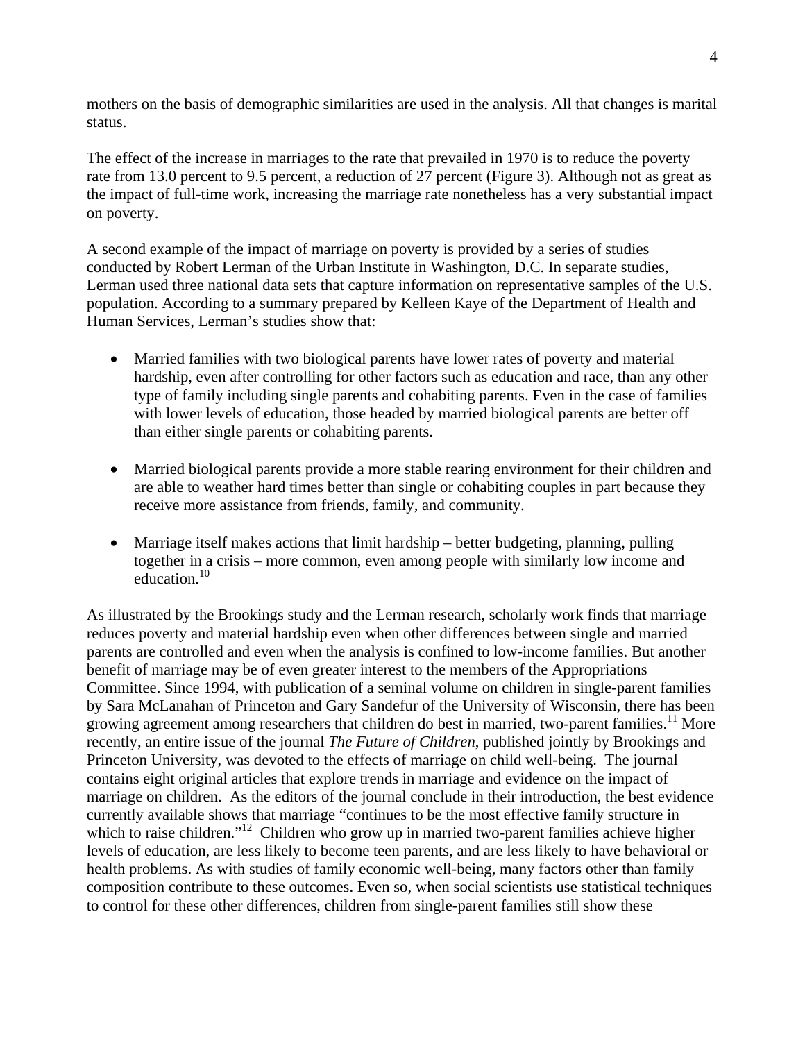mothers on the basis of demographic similarities are used in the analysis. All that changes is marital status.

The effect of the increase in marriages to the rate that prevailed in 1970 is to reduce the poverty rate from 13.0 percent to 9.5 percent, a reduction of 27 percent (Figure 3). Although not as great as the impact of full-time work, increasing the marriage rate nonetheless has a very substantial impact on poverty.

A second example of the impact of marriage on poverty is provided by a series of studies conducted by Robert Lerman of the Urban Institute in Washington, D.C. In separate studies, Lerman used three national data sets that capture information on representative samples of the U.S. population. According to a summary prepared by Kelleen Kaye of the Department of Health and Human Services, Lerman's studies show that:

- Married families with two biological parents have lower rates of poverty and material hardship, even after controlling for other factors such as education and race, than any other type of family including single parents and cohabiting parents. Even in the case of families with lower levels of education, those headed by married biological parents are better off than either single parents or cohabiting parents.
- Married biological parents provide a more stable rearing environment for their children and are able to weather hard times better than single or cohabiting couples in part because they receive more assistance from friends, family, and community.
- Marriage itself makes actions that limit hardship – better budgeting, planning, pulling together in a crisis – more common, even among people with similarly low income and education.[10]

As illustrated by the Brookings study and the Lerman research, scholarly work finds that marriage reduces poverty and material hardship even when other differences between single and married parents are controlled and even when the analysis is confined to low-income families. But another benefit of marriage may be of even greater interest to the members of the Appropriations Committee. Since 1994, with publication of a seminal volume on children in single-parent families by Sara McLanahan of Princeton and Gary Sandefur of the University of Wisconsin, there has been growing agreement among researchers that children do best in married, two-parent families.[11] More recently, an entire issue of the journal *The Future of Children*, published jointly by Brookings and Princeton University, was devoted to the effects of marriage on child well-being. The journal contains eight original articles that explore trends in marriage and evidence on the impact of marriage on children. As the editors of the journal conclude in their introduction, the best evidence currently available shows that marriage "continues to be the most effective family structure in which to raise children."[12] Children who grow up in married two-parent families achieve higher levels of education, are less likely to become teen parents, and are less likely to have behavioral or health problems. As with studies of family economic well-being, many factors other than family composition contribute to these outcomes. Even so, when social scientists use statistical techniques to control for these other differences, children from single-parent families still show these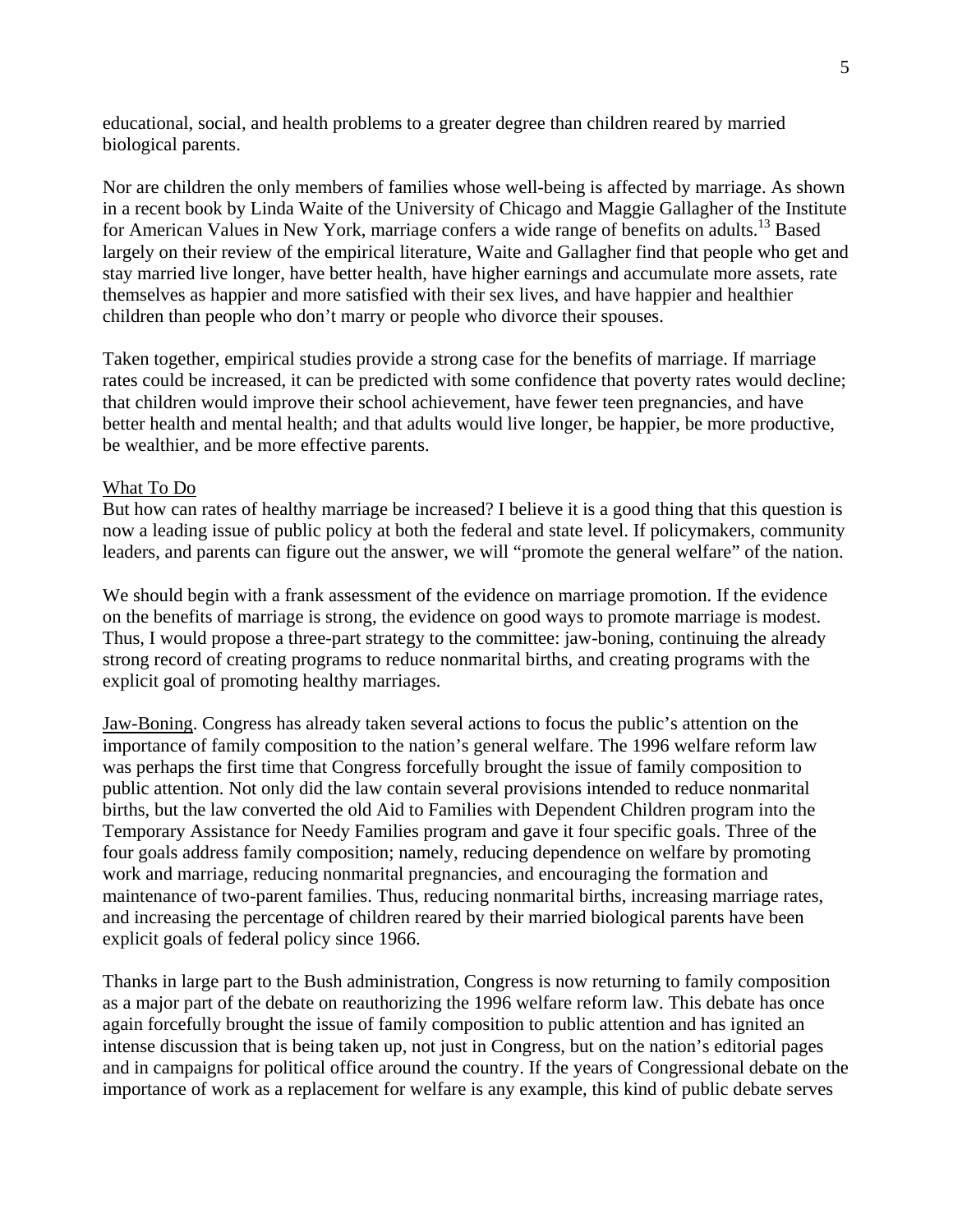educational, social, and health problems to a greater degree than children reared by married biological parents.

Nor are children the only members of families whose well-being is affected by marriage. As shown in a recent book by Linda Waite of the University of Chicago and Maggie Gallagher of the Institute for American Values in New York, marriage confers a wide range of benefits on adults.[13] Based largely on their review of the empirical literature, Waite and Gallagher find that people who get and stay married live longer, have better health, have higher earnings and accumulate more assets, rate themselves as happier and more satisfied with their sex lives, and have happier and healthier children than people who don't marry or people who divorce their spouses.

Taken together, empirical studies provide a strong case for the benefits of marriage. If marriage rates could be increased, it can be predicted with some confidence that poverty rates would decline; that children would improve their school achievement, have fewer teen pregnancies, and have better health and mental health; and that adults would live longer, be happier, be more productive, be wealthier, and be more effective parents.

## What To Do

But how can rates of healthy marriage be increased? I believe it is a good thing that this question is now a leading issue of public policy at both the federal and state level. If policymakers, community leaders, and parents can figure out the answer, we will "promote the general welfare" of the nation.

We should begin with a frank assessment of the evidence on marriage promotion. If the evidence on the benefits of marriage is strong, the evidence on good ways to promote marriage is modest. Thus, I would propose a three-part strategy to the committee: jaw-boning, continuing the already strong record of creating programs to reduce nonmarital births, and creating programs with the explicit goal of promoting healthy marriages.

Jaw-Boning. Congress has already taken several actions to focus the public's attention on the importance of family composition to the nation's general welfare. The 1996 welfare reform law was perhaps the first time that Congress forcefully brought the issue of family composition to public attention. Not only did the law contain several provisions intended to reduce nonmarital births, but the law converted the old Aid to Families with Dependent Children program into the Temporary Assistance for Needy Families program and gave it four specific goals. Three of the four goals address family composition; namely, reducing dependence on welfare by promoting work and marriage, reducing nonmarital pregnancies, and encouraging the formation and maintenance of two-parent families. Thus, reducing nonmarital births, increasing marriage rates, and increasing the percentage of children reared by their married biological parents have been explicit goals of federal policy since 1966.

Thanks in large part to the Bush administration, Congress is now returning to family composition as a major part of the debate on reauthorizing the 1996 welfare reform law. This debate has once again forcefully brought the issue of family composition to public attention and has ignited an intense discussion that is being taken up, not just in Congress, but on the nation's editorial pages and in campaigns for political office around the country. If the years of Congressional debate on the importance of work as a replacement for welfare is any example, this kind of public debate serves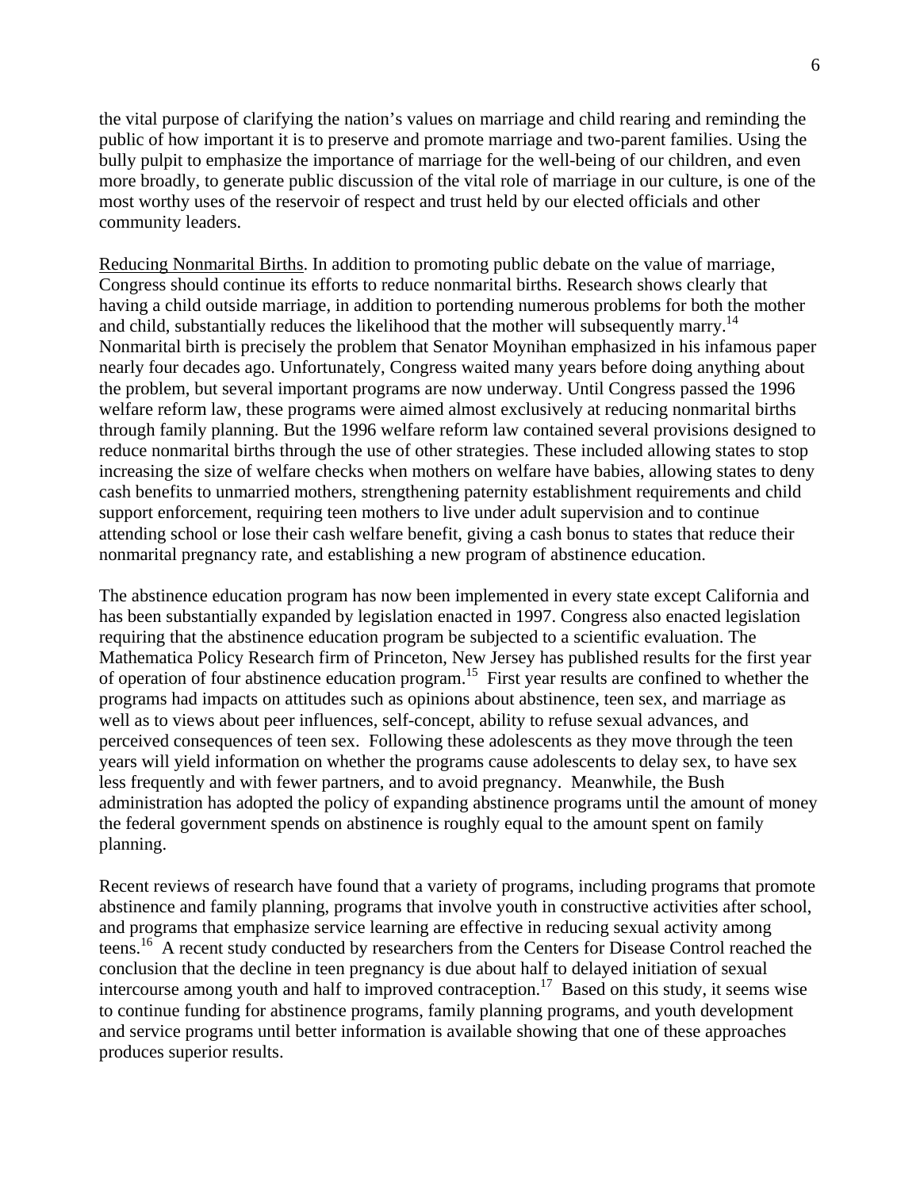the vital purpose of clarifying the nation's values on marriage and child rearing and reminding the public of how important it is to preserve and promote marriage and two-parent families. Using the bully pulpit to emphasize the importance of marriage for the well-being of our children, and even more broadly, to generate public discussion of the vital role of marriage in our culture, is one of the most worthy uses of the reservoir of respect and trust held by our elected officials and other community leaders.

<u>Reducing Nonmarital Births</u>. In addition to promoting public debate on the value of marriage, Congress should continue its efforts to reduce nonmarital births. Research shows clearly that having a child outside marriage, in addition to portending numerous problems for both the mother and child, substantially reduces the likelihood that the mother will subsequently marry.[14] Nonmarital birth is precisely the problem that Senator Moynihan emphasized in his infamous paper nearly four decades ago. Unfortunately, Congress waited many years before doing anything about the problem, but several important programs are now underway. Until Congress passed the 1996 welfare reform law, these programs were aimed almost exclusively at reducing nonmarital births through family planning. But the 1996 welfare reform law contained several provisions designed to reduce nonmarital births through the use of other strategies. These included allowing states to stop increasing the size of welfare checks when mothers on welfare have babies, allowing states to deny cash benefits to unmarried mothers, strengthening paternity establishment requirements and child support enforcement, requiring teen mothers to live under adult supervision and to continue attending school or lose their cash welfare benefit, giving a cash bonus to states that reduce their nonmarital pregnancy rate, and establishing a new program of abstinence education.

The abstinence education program has now been implemented in every state except California and has been substantially expanded by legislation enacted in 1997. Congress also enacted legislation requiring that the abstinence education program be subjected to a scientific evaluation. The Mathematica Policy Research firm of Princeton, New Jersey has published results for the first year of operation of four abstinence education program.[15] First year results are confined to whether the programs had impacts on attitudes such as opinions about abstinence, teen sex, and marriage as well as to views about peer influences, self-concept, ability to refuse sexual advances, and perceived consequences of teen sex. Following these adolescents as they move through the teen years will yield information on whether the programs cause adolescents to delay sex, to have sex less frequently and with fewer partners, and to avoid pregnancy. Meanwhile, the Bush administration has adopted the policy of expanding abstinence programs until the amount of money the federal government spends on abstinence is roughly equal to the amount spent on family planning.

Recent reviews of research have found that a variety of programs, including programs that promote abstinence and family planning, programs that involve youth in constructive activities after school, and programs that emphasize service learning are effective in reducing sexual activity among teens.[16] A recent study conducted by researchers from the Centers for Disease Control reached the conclusion that the decline in teen pregnancy is due about half to delayed initiation of sexual intercourse among youth and half to improved contraception.[17] Based on this study, it seems wise to continue funding for abstinence programs, family planning programs, and youth development and service programs until better information is available showing that one of these approaches produces superior results.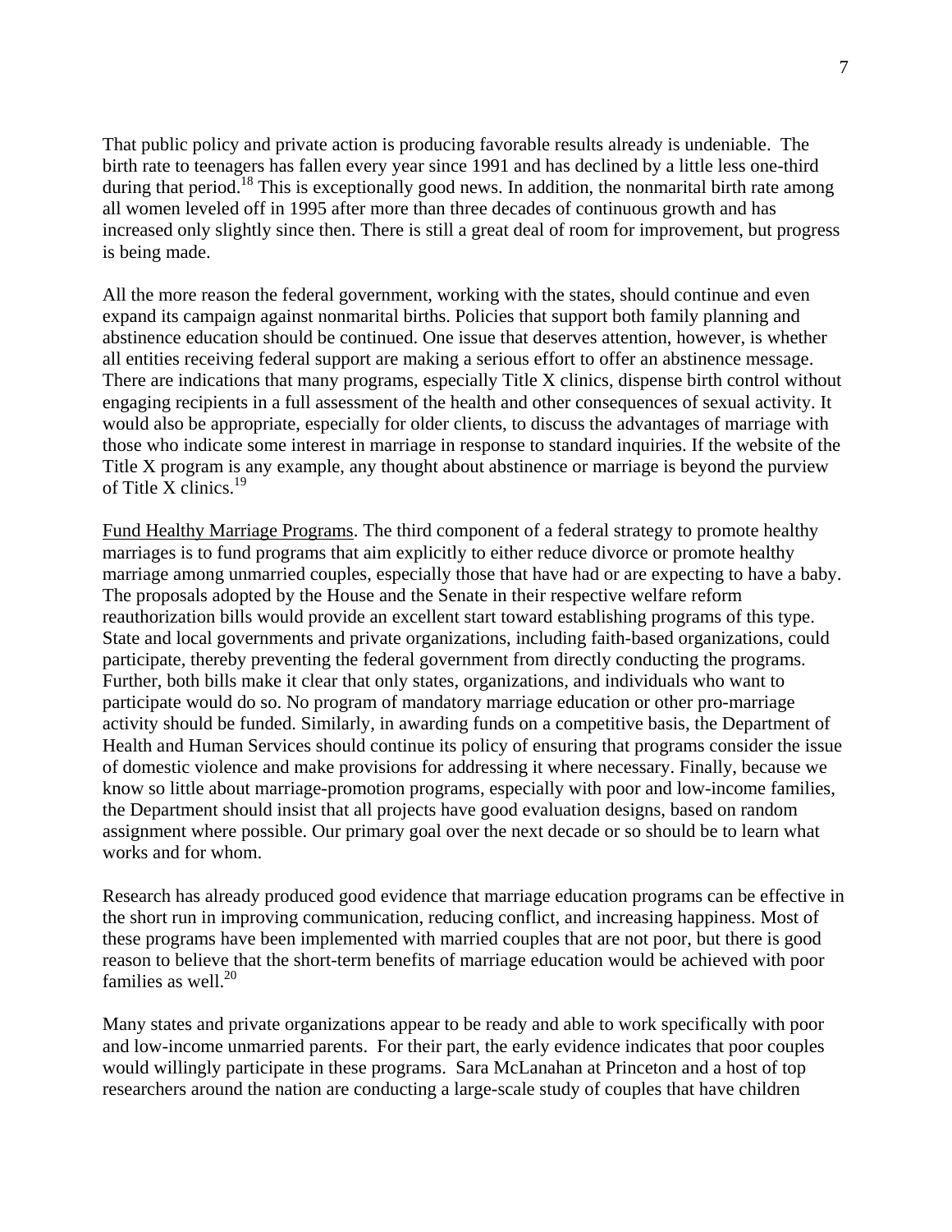That public policy and private action is producing favorable results already is undeniable. The birth rate to teenagers has fallen every year since 1991 and has declined by a little less one-third during that period.[18] This is exceptionally good news. In addition, the nonmarital birth rate among all women leveled off in 1995 after more than three decades of continuous growth and has increased only slightly since then. There is still a great deal of room for improvement, but progress is being made.

All the more reason the federal government, working with the states, should continue and even expand its campaign against nonmarital births. Policies that support both family planning and abstinence education should be continued. One issue that deserves attention, however, is whether all entities receiving federal support are making a serious effort to offer an abstinence message. There are indications that many programs, especially Title X clinics, dispense birth control without engaging recipients in a full assessment of the health and other consequences of sexual activity. It would also be appropriate, especially for older clients, to discuss the advantages of marriage with those who indicate some interest in marriage in response to standard inquiries. If the website of the Title X program is any example, any thought about abstinence or marriage is beyond the purview of Title X clinics.[19]

<u>Fund Healthy Marriage Programs</u>. The third component of a federal strategy to promote healthy marriages is to fund programs that aim explicitly to either reduce divorce or promote healthy marriage among unmarried couples, especially those that have had or are expecting to have a baby. The proposals adopted by the House and the Senate in their respective welfare reform reauthorization bills would provide an excellent start toward establishing programs of this type. State and local governments and private organizations, including faith-based organizations, could participate, thereby preventing the federal government from directly conducting the programs. Further, both bills make it clear that only states, organizations, and individuals who want to participate would do so. No program of mandatory marriage education or other pro-marriage activity should be funded. Similarly, in awarding funds on a competitive basis, the Department of Health and Human Services should continue its policy of ensuring that programs consider the issue of domestic violence and make provisions for addressing it where necessary. Finally, because we know so little about marriage-promotion programs, especially with poor and low-income families, the Department should insist that all projects have good evaluation designs, based on random assignment where possible. Our primary goal over the next decade or so should be to learn what works and for whom.

Research has already produced good evidence that marriage education programs can be effective in the short run in improving communication, reducing conflict, and increasing happiness. Most of these programs have been implemented with married couples that are not poor, but there is good reason to believe that the short-term benefits of marriage education would be achieved with poor families as well.[20]

Many states and private organizations appear to be ready and able to work specifically with poor and low-income unmarried parents. For their part, the early evidence indicates that poor couples would willingly participate in these programs. Sara McLanahan at Princeton and a host of top researchers around the nation are conducting a large-scale study of couples that have children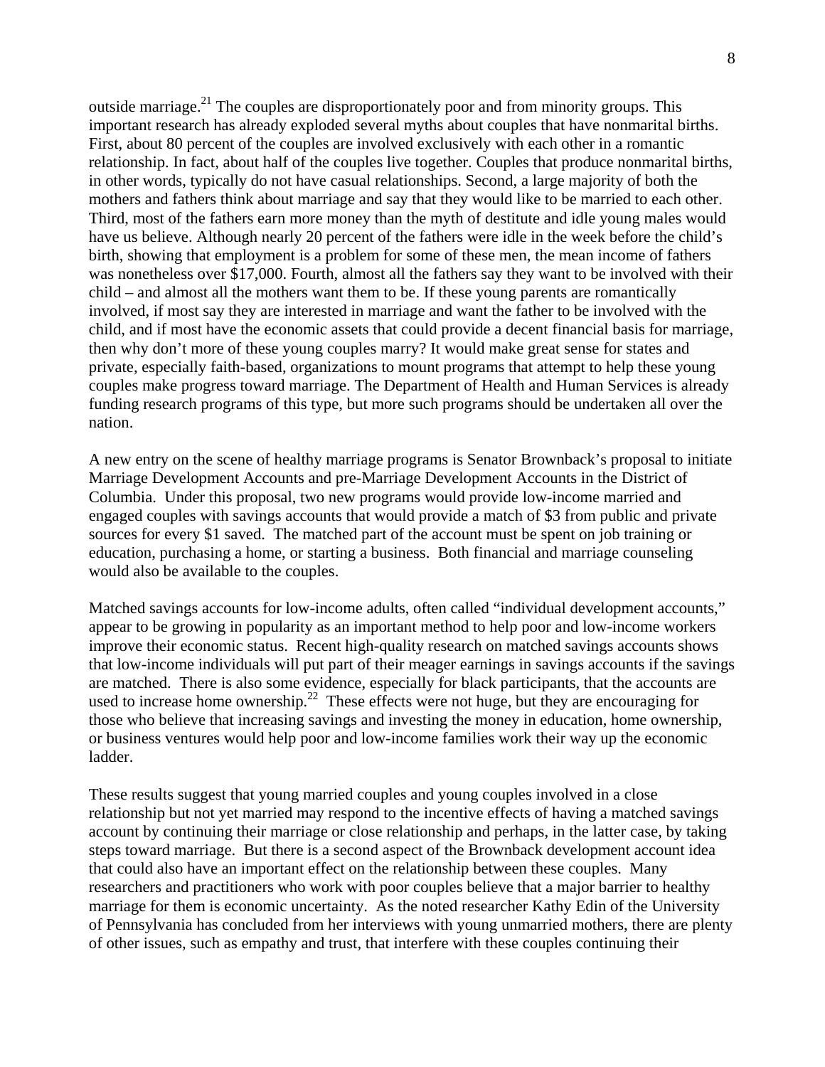outside marriage.[21] The couples are disproportionately poor and from minority groups. This important research has already exploded several myths about couples that have nonmarital births. First, about 80 percent of the couples are involved exclusively with each other in a romantic relationship. In fact, about half of the couples live together. Couples that produce nonmarital births, in other words, typically do not have casual relationships. Second, a large majority of both the mothers and fathers think about marriage and say that they would like to be married to each other. Third, most of the fathers earn more money than the myth of destitute and idle young males would have us believe. Although nearly 20 percent of the fathers were idle in the week before the child's birth, showing that employment is a problem for some of these men, the mean income of fathers was nonetheless over $17,000. Fourth, almost all the fathers say they want to be involved with their child – and almost all the mothers want them to be. If these young parents are romantically involved, if most say they are interested in marriage and want the father to be involved with the child, and if most have the economic assets that could provide a decent financial basis for marriage, then why don't more of these young couples marry? It would make great sense for states and private, especially faith-based, organizations to mount programs that attempt to help these young couples make progress toward marriage. The Department of Health and Human Services is already funding research programs of this type, but more such programs should be undertaken all over the nation.

A new entry on the scene of healthy marriage programs is Senator Brownback's proposal to initiate Marriage Development Accounts and pre-Marriage Development Accounts in the District of Columbia. Under this proposal, two new programs would provide low-income married and engaged couples with savings accounts that would provide a match of $3 from public and private sources for every $1 saved. The matched part of the account must be spent on job training or education, purchasing a home, or starting a business. Both financial and marriage counseling would also be available to the couples.

Matched savings accounts for low-income adults, often called "individual development accounts," appear to be growing in popularity as an important method to help poor and low-income workers improve their economic status. Recent high-quality research on matched savings accounts shows that low-income individuals will put part of their meager earnings in savings accounts if the savings are matched. There is also some evidence, especially for black participants, that the accounts are used to increase home ownership.[22] These effects were not huge, but they are encouraging for those who believe that increasing savings and investing the money in education, home ownership, or business ventures would help poor and low-income families work their way up the economic ladder.

These results suggest that young married couples and young couples involved in a close relationship but not yet married may respond to the incentive effects of having a matched savings account by continuing their marriage or close relationship and perhaps, in the latter case, by taking steps toward marriage. But there is a second aspect of the Brownback development account idea that could also have an important effect on the relationship between these couples. Many researchers and practitioners who work with poor couples believe that a major barrier to healthy marriage for them is economic uncertainty. As the noted researcher Kathy Edin of the University of Pennsylvania has concluded from her interviews with young unmarried mothers, there are plenty of other issues, such as empathy and trust, that interfere with these couples continuing their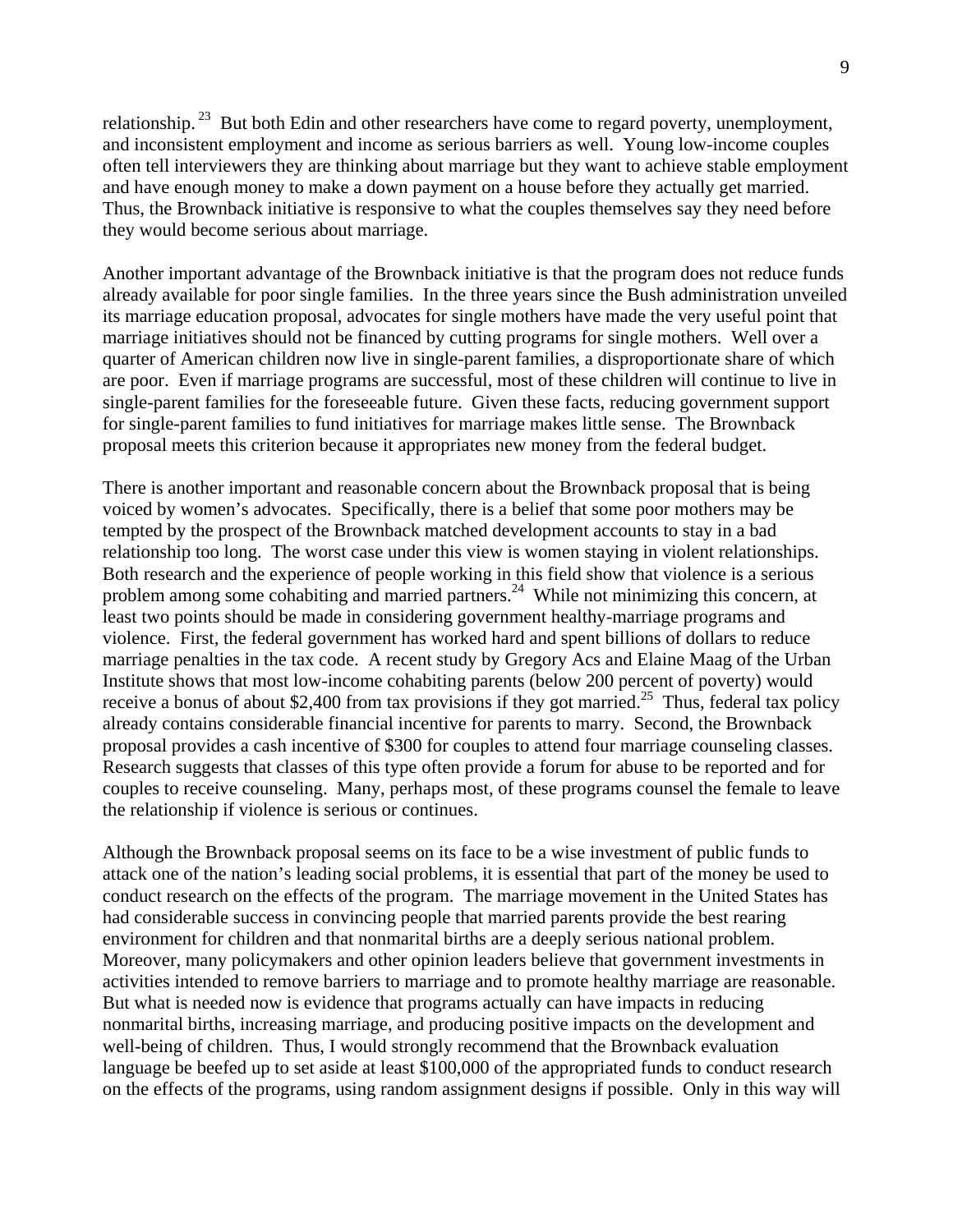relationship.[23] But both Edin and other researchers have come to regard poverty, unemployment, and inconsistent employment and income as serious barriers as well. Young low-income couples often tell interviewers they are thinking about marriage but they want to achieve stable employment and have enough money to make a down payment on a house before they actually get married. Thus, the Brownback initiative is responsive to what the couples themselves say they need before they would become serious about marriage.

Another important advantage of the Brownback initiative is that the program does not reduce funds already available for poor single families. In the three years since the Bush administration unveiled its marriage education proposal, advocates for single mothers have made the very useful point that marriage initiatives should not be financed by cutting programs for single mothers. Well over a quarter of American children now live in single-parent families, a disproportionate share of which are poor. Even if marriage programs are successful, most of these children will continue to live in single-parent families for the foreseeable future. Given these facts, reducing government support for single-parent families to fund initiatives for marriage makes little sense. The Brownback proposal meets this criterion because it appropriates new money from the federal budget.

There is another important and reasonable concern about the Brownback proposal that is being voiced by women's advocates. Specifically, there is a belief that some poor mothers may be tempted by the prospect of the Brownback matched development accounts to stay in a bad relationship too long. The worst case under this view is women staying in violent relationships. Both research and the experience of people working in this field show that violence is a serious problem among some cohabiting and married partners.[24] While not minimizing this concern, at least two points should be made in considering government healthy-marriage programs and violence. First, the federal government has worked hard and spent billions of dollars to reduce marriage penalties in the tax code. A recent study by Gregory Acs and Elaine Maag of the Urban Institute shows that most low-income cohabiting parents (below 200 percent of poverty) would receive a bonus of about $2,400 from tax provisions if they got married.[25] Thus, federal tax policy already contains considerable financial incentive for parents to marry. Second, the Brownback proposal provides a cash incentive of $300 for couples to attend four marriage counseling classes. Research suggests that classes of this type often provide a forum for abuse to be reported and for couples to receive counseling. Many, perhaps most, of these programs counsel the female to leave the relationship if violence is serious or continues.

Although the Brownback proposal seems on its face to be a wise investment of public funds to attack one of the nation's leading social problems, it is essential that part of the money be used to conduct research on the effects of the program. The marriage movement in the United States has had considerable success in convincing people that married parents provide the best rearing environment for children and that nonmarital births are a deeply serious national problem. Moreover, many policymakers and other opinion leaders believe that government investments in activities intended to remove barriers to marriage and to promote healthy marriage are reasonable. But what is needed now is evidence that programs actually can have impacts in reducing nonmarital births, increasing marriage, and producing positive impacts on the development and well-being of children. Thus, I would strongly recommend that the Brownback evaluation language be beefed up to set aside at least $100,000 of the appropriated funds to conduct research on the effects of the programs, using random assignment designs if possible. Only in this way will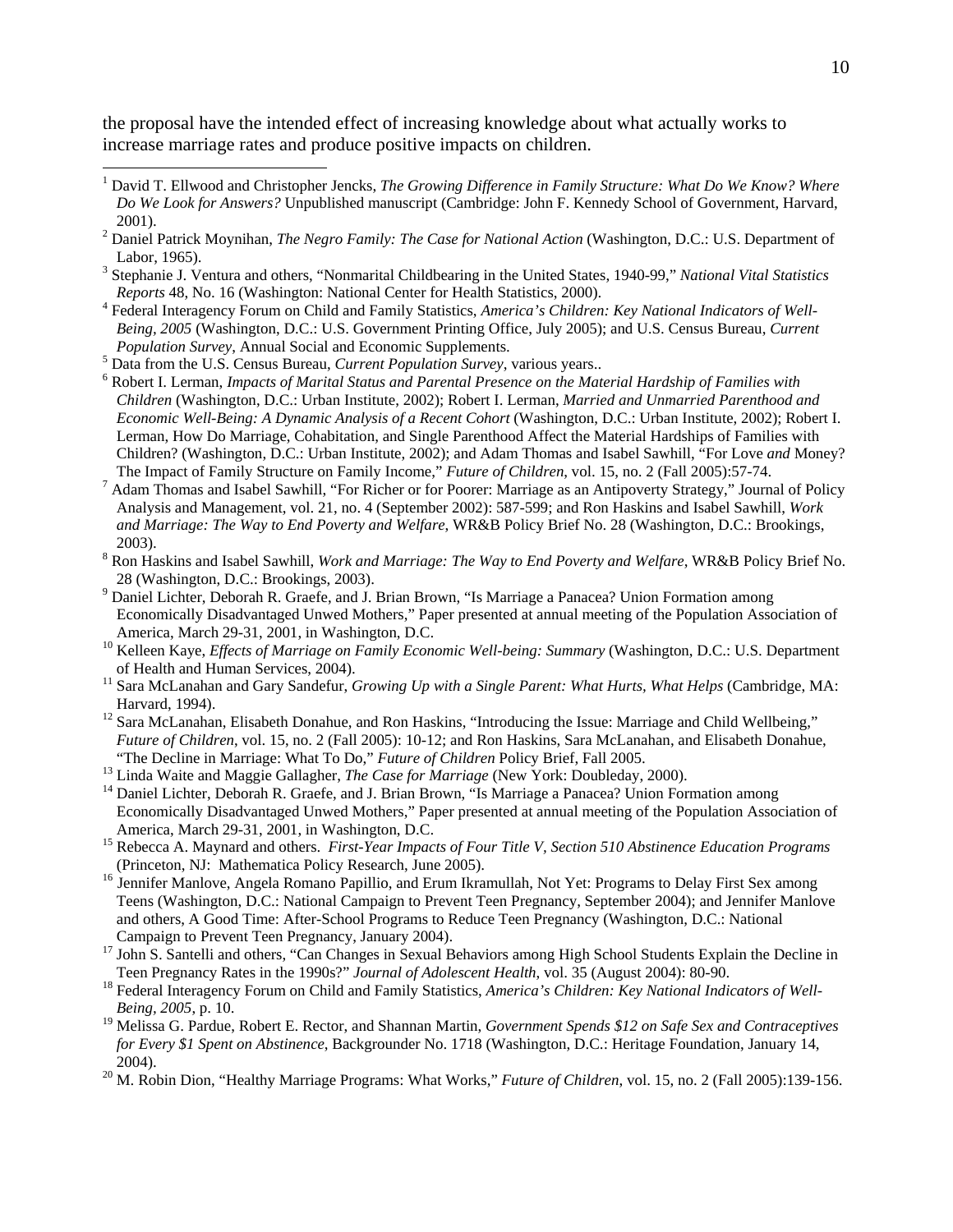the proposal have the intended effect of increasing knowledge about what actually works to increase marriage rates and produce positive impacts on children.

---

[1] David T. Ellwood and Christopher Jencks, *The Growing Difference in Family Structure: What Do We Know? Where Do We Look for Answers?* Unpublished manuscript (Cambridge: John F. Kennedy School of Government, Harvard, 2001).

[2] Daniel Patrick Moynihan, *The Negro Family: The Case for National Action* (Washington, D.C.: U.S. Department of Labor, 1965).

[3] Stephanie J. Ventura and others, "Nonmarital Childbearing in the United States, 1940-99," *National Vital Statistics Reports* 48, No. 16 (Washington: National Center for Health Statistics, 2000).

[4] Federal Interagency Forum on Child and Family Statistics, *America's Children: Key National Indicators of Well-Being, 2005* (Washington, D.C.: U.S. Government Printing Office, July 2005); and U.S. Census Bureau, *Current Population Survey*, Annual Social and Economic Supplements.

[5] Data from the U.S. Census Bureau, *Current Population Survey*, various years..

[6] Robert I. Lerman, *Impacts of Marital Status and Parental Presence on the Material Hardship of Families with Children* (Washington, D.C.: Urban Institute, 2002); Robert I. Lerman, *Married and Unmarried Parenthood and Economic Well-Being: A Dynamic Analysis of a Recent Cohort* (Washington, D.C.: Urban Institute, 2002); Robert I. Lerman, How Do Marriage, Cohabitation, and Single Parenthood Affect the Material Hardships of Families with Children? (Washington, D.C.: Urban Institute, 2002); and Adam Thomas and Isabel Sawhill, "For Love *and* Money? The Impact of Family Structure on Family Income," *Future of Children*, vol. 15, no. 2 (Fall 2005):57-74.

[7] Adam Thomas and Isabel Sawhill, "For Richer or for Poorer: Marriage as an Antipoverty Strategy," Journal of Policy Analysis and Management, vol. 21, no. 4 (September 2002): 587-599; and Ron Haskins and Isabel Sawhill, *Work and Marriage: The Way to End Poverty and Welfare*, WR&B Policy Brief No. 28 (Washington, D.C.: Brookings, 2003).

[8] Ron Haskins and Isabel Sawhill, *Work and Marriage: The Way to End Poverty and Welfare*, WR&B Policy Brief No. 28 (Washington, D.C.: Brookings, 2003).

[9] Daniel Lichter, Deborah R. Graefe, and J. Brian Brown, "Is Marriage a Panacea? Union Formation among Economically Disadvantaged Unwed Mothers," Paper presented at annual meeting of the Population Association of America, March 29-31, 2001, in Washington, D.C.

[10] Kelleen Kaye, *Effects of Marriage on Family Economic Well-being: Summary* (Washington, D.C.: U.S. Department of Health and Human Services, 2004).

[11] Sara McLanahan and Gary Sandefur, *Growing Up with a Single Parent: What Hurts, What Helps* (Cambridge, MA: Harvard, 1994).

[12] Sara McLanahan, Elisabeth Donahue, and Ron Haskins, "Introducing the Issue: Marriage and Child Wellbeing," *Future of Children*, vol. 15, no. 2 (Fall 2005): 10-12; and Ron Haskins, Sara McLanahan, and Elisabeth Donahue, "The Decline in Marriage: What To Do," *Future of Children* Policy Brief, Fall 2005.

[13] Linda Waite and Maggie Gallagher, *The Case for Marriage* (New York: Doubleday, 2000).

[14] Daniel Lichter, Deborah R. Graefe, and J. Brian Brown, "Is Marriage a Panacea? Union Formation among Economically Disadvantaged Unwed Mothers," Paper presented at annual meeting of the Population Association of America, March 29-31, 2001, in Washington, D.C.

[15] Rebecca A. Maynard and others. *First-Year Impacts of Four Title V, Section 510 Abstinence Education Programs* (Princeton, NJ: Mathematica Policy Research, June 2005).

[16] Jennifer Manlove, Angela Romano Papillio, and Erum Ikramullah, Not Yet: Programs to Delay First Sex among Teens (Washington, D.C.: National Campaign to Prevent Teen Pregnancy, September 2004); and Jennifer Manlove and others, A Good Time: After-School Programs to Reduce Teen Pregnancy (Washington, D.C.: National Campaign to Prevent Teen Pregnancy, January 2004).

[17] John S. Santelli and others, "Can Changes in Sexual Behaviors among High School Students Explain the Decline in Teen Pregnancy Rates in the 1990s?" *Journal of Adolescent Health*, vol. 35 (August 2004): 80-90.

[18] Federal Interagency Forum on Child and Family Statistics, *America's Children: Key National Indicators of Well-Being, 2005*, p. 10.

[19] Melissa G. Pardue, Robert E. Rector, and Shannan Martin, *Government Spends $12 on Safe Sex and Contraceptives for Every $1 Spent on Abstinence*, Backgrounder No. 1718 (Washington, D.C.: Heritage Foundation, January 14, 2004).

[20] M. Robin Dion, "Healthy Marriage Programs: What Works," *Future of Children*, vol. 15, no. 2 (Fall 2005):139-156.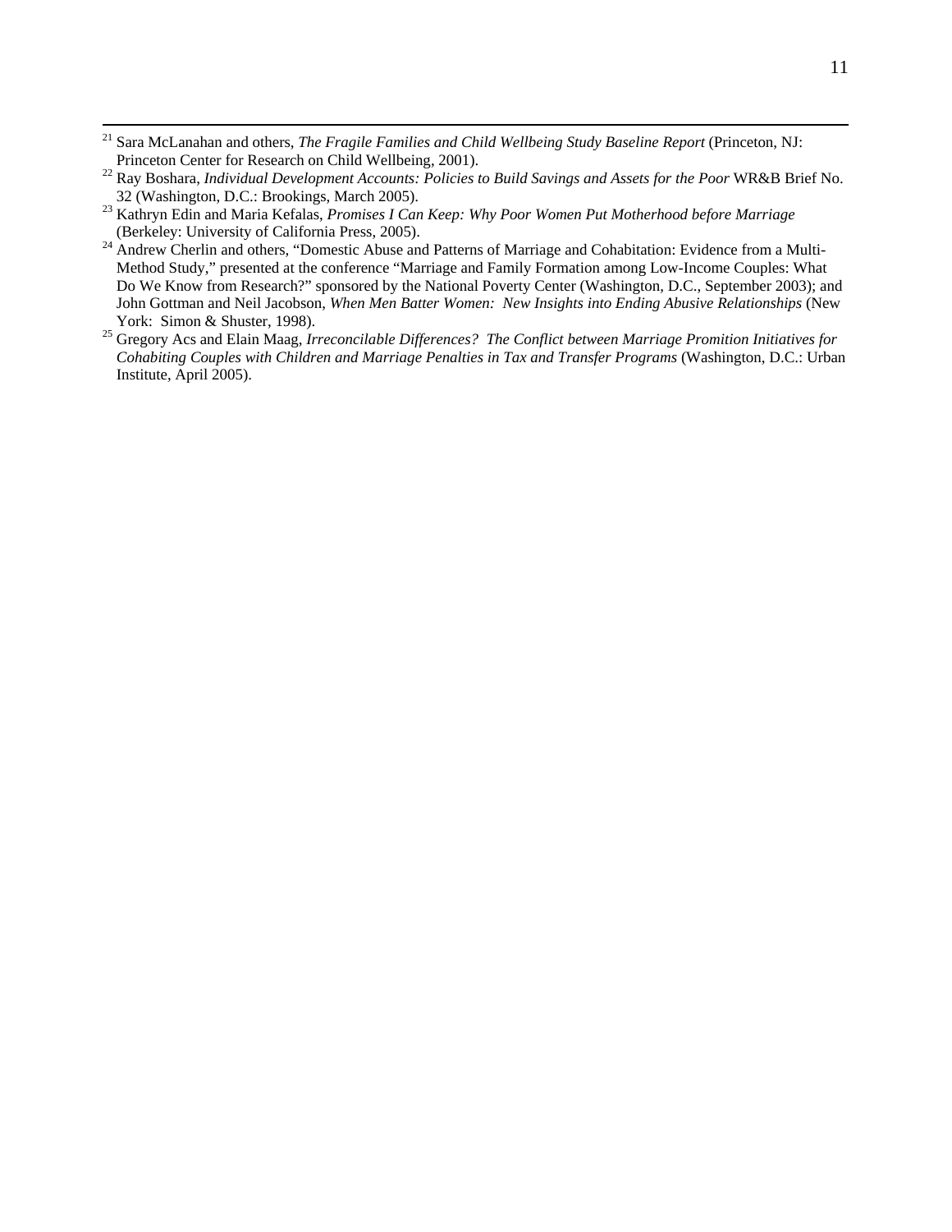[21] Sara McLanahan and others, *The Fragile Families and Child Wellbeing Study Baseline Report* (Princeton, NJ: Princeton Center for Research on Child Wellbeing, 2001).

[22] Ray Boshara, *Individual Development Accounts: Policies to Build Savings and Assets for the Poor* WR&B Brief No. 32 (Washington, D.C.: Brookings, March 2005).

[23] Kathryn Edin and Maria Kefalas, *Promises I Can Keep: Why Poor Women Put Motherhood before Marriage* (Berkeley: University of California Press, 2005).

[24] Andrew Cherlin and others, "Domestic Abuse and Patterns of Marriage and Cohabitation: Evidence from a Multi-Method Study," presented at the conference "Marriage and Family Formation among Low-Income Couples: What Do We Know from Research?" sponsored by the National Poverty Center (Washington, D.C., September 2003); and John Gottman and Neil Jacobson, *When Men Batter Women: New Insights into Ending Abusive Relationships* (New York: Simon & Shuster, 1998).

[25] Gregory Acs and Elain Maag, *Irreconcilable Differences? The Conflict between Marriage Promition Initiatives for Cohabiting Couples with Children and Marriage Penalties in Tax and Transfer Programs* (Washington, D.C.: Urban Institute, April 2005).